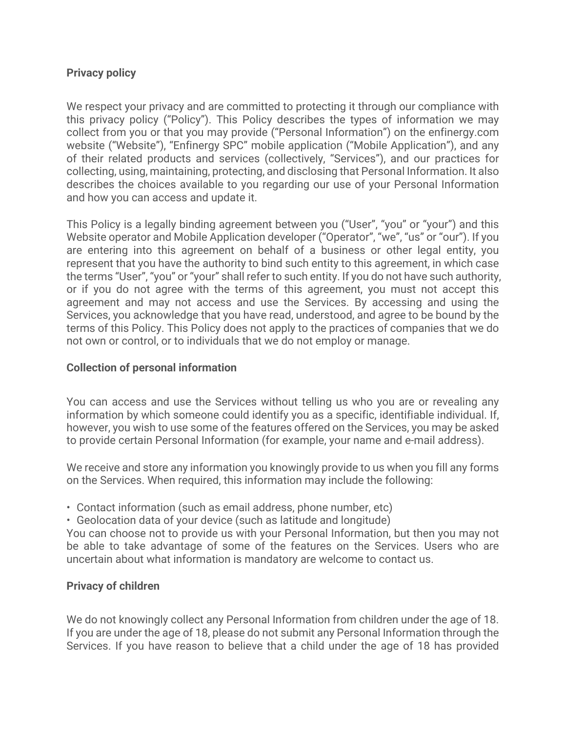## Privacy policy

We respect your privacy and are committed to protecting it through our compliance with this privacy policy ("Policy"). This Policy describes the types of information we may collect from you or that you may provide ("Personal Information") on the enfinergy.com website ("Website"), "Enfinergy SPC" mobile application ("Mobile Application"), and any of their related products and services (collectively, "Services"), and our practices for collecting, using, maintaining, protecting, and disclosing that Personal Information. It also describes the choices available to you regarding our use of your Personal Information and how you can access and update it.

This Policy is a legally binding agreement between you ("User", "you" or "your") and this Website operator and Mobile Application developer ("Operator", "we", "us" or "our"). If you are entering into this agreement on behalf of a business or other legal entity, you represent that you have the authority to bind such entity to this agreement, in which case the terms "User", "you" or "your" shall refer to such entity. If you do not have such authority, or if you do not agree with the terms of this agreement, you must not accept this agreement and may not access and use the Services. By accessing and using the Services, you acknowledge that you have read, understood, and agree to be bound by the terms of this Policy. This Policy does not apply to the practices of companies that we do not own or control, or to individuals that we do not employ or manage.

## Collection of personal information

You can access and use the Services without telling us who you are or revealing any information by which someone could identify you as a specific, identifiable individual. If, however, you wish to use some of the features offered on the Services, you may be asked to provide certain Personal Information (for example, your name and e-mail address).

We receive and store any information you knowingly provide to us when you fill any forms on the Services. When required, this information may include the following:

- Contact information (such as email address, phone number, etc)
- Geolocation data of your device (such as latitude and longitude)

You can choose not to provide us with your Personal Information, but then you may not be able to take advantage of some of the features on the Services. Users who are uncertain about what information is mandatory are welcome to contact us.

## Privacy of children

We do not knowingly collect any Personal Information from children under the age of 18. If you are under the age of 18, please do not submit any Personal Information through the Services. If you have reason to believe that a child under the age of 18 has provided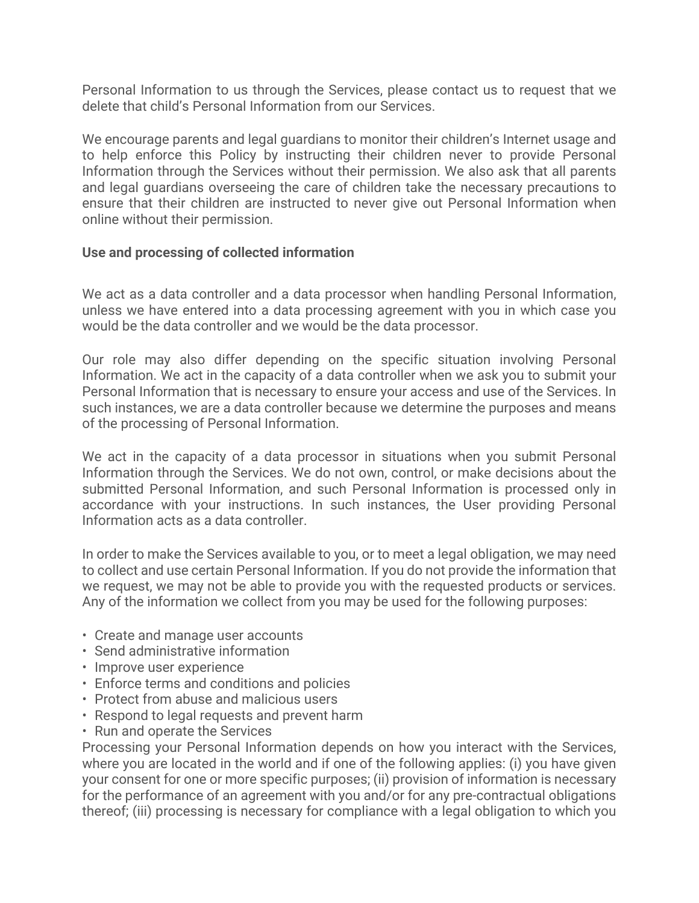Personal Information to us through the Services, please contact us to request that we delete that child's Personal Information from our Services.

We encourage parents and legal guardians to monitor their children's Internet usage and to help enforce this Policy by instructing their children never to provide Personal Information through the Services without their permission. We also ask that all parents and legal guardians overseeing the care of children take the necessary precautions to ensure that their children are instructed to never give out Personal Information when online without their permission.

**Use and processing of collected information**

We act as a data controller and a data processor when handling Personal Information, unless we have entered into a data processing agreement with you in which case you would be the data controller and we would be the data processor.

Our role may also differ depending on the specific situation involving Personal Information. We act in the capacity of a data controller when we ask you to submit your Personal Information that is necessary to ensure your access and use of the Services. In such instances, we are a data controller because we determine the purposes and means of the processing of Personal Information.

We act in the capacity of a data processor in situations when you submit Personal Information through the Services. We do not own, control, or make decisions about the submitted Personal Information, and such Personal Information is processed only in accordance with your instructions. In such instances, the User providing Personal Information acts as a data controller.

In order to make the Services available to you, or to meet a legal obligation, we may need to collect and use certain Personal Information. If you do not provide the information that we request, we may not be able to provide you with the requested products or services. Any of the information we collect from you may be used for the following purposes:

- Create and manage user accounts
- Send administrative information
- Improve user experience
- Enforce terms and conditions and policies
- Protect from abuse and malicious users
- Respond to legal requests and prevent harm
- Run and operate the Services

Processing your Personal Information depends on how you interact with the Services, where you are located in the world and if one of the following applies: (i) you have given your consent for one or more specific purposes; (ii) provision of information is necessary for the performance of an agreement with you and/or for any pre-contractual obligations thereof; (iii) processing is necessary for compliance with a legal obligation to which you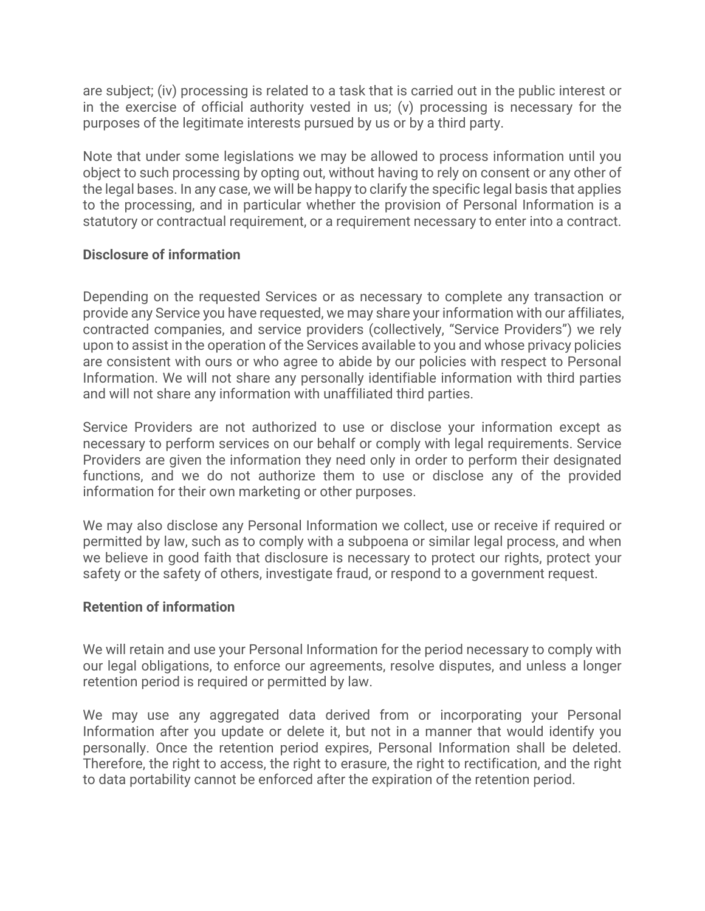are subject; (iv) processing is related to a task that is carried out in the public interest or in the exercise of official authority vested in us; (v) processing is necessary for the purposes of the legitimate interests pursued by us or by a third party.

Note that under some legislations we may be allowed to process information until you object to such processing by opting out, without having to rely on consent or any other of the legal bases. In any case, we will be happy to clarify the specific legal basis that applies to the processing, and in particular whether the provision of Personal Information is a statutory or contractual requirement, or a requirement necessary to enter into a contract.

**Disclosure of information**

Depending on the requested Services or as necessary to complete any transaction or provide any Service you have requested, we may share your information with our affiliates, contracted companies, and service providers (collectively, "Service Providers") we rely upon to assist in the operation of the Services available to you and whose privacy policies are consistent with ours or who agree to abide by our policies with respect to Personal Information. We will not share any personally identifiable information with third parties and will not share any information with unaffiliated third parties.

Service Providers are not authorized to use or disclose your information except as necessary to perform services on our behalf or comply with legal requirements. Service Providers are given the information they need only in order to perform their designated functions, and we do not authorize them to use or disclose any of the provided information for their own marketing or other purposes.

We may also disclose any Personal Information we collect, use or receive if required or permitted by law, such as to comply with a subpoena or similar legal process, and when we believe in good faith that disclosure is necessary to protect our rights, protect your safety or the safety of others, investigate fraud, or respond to a government request.

**Retention of information**

We will retain and use your Personal Information for the period necessary to comply with our legal obligations, to enforce our agreements, resolve disputes, and unless a longer retention period is required or permitted by law.

We may use any aggregated data derived from or incorporating your Personal Information after you update or delete it, but not in a manner that would identify you personally. Once the retention period expires, Personal Information shall be deleted. Therefore, the right to access, the right to erasure, the right to rectification, and the right to data portability cannot be enforced after the expiration of the retention period.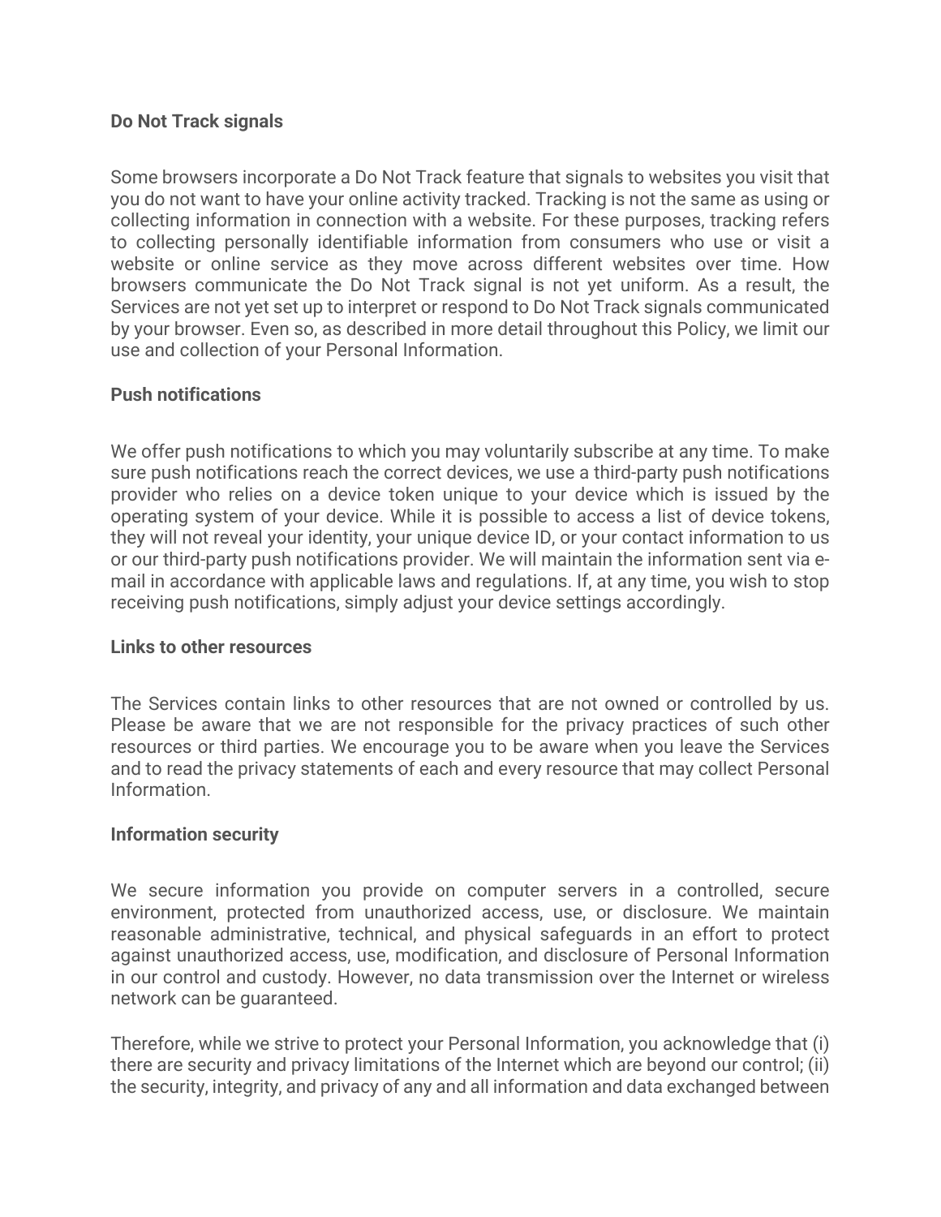### Do Not Track signals

Some browsers incorporate a Do Not Track feature that signals to websites you visit that you do not want to have your online activity tracked. Tracking is not the same as using or collecting information in connection with a website. For these purposes, tracking refers to collecting personally identifiable information from consumers who use or visit a website or online service as they move across different websites over time. How browsers communicate the Do Not Track signal is not yet uniform. As a result, the Services are not yet set up to interpret or respond to Do Not Track signals communicated by your browser. Even so, as described in more detail throughout this Policy, we limit our use and collection of your Personal Information.

### Push notifications

We offer push notifications to which you may voluntarily subscribe at any time. To make sure push notifications reach the correct devices, we use a third-party push notifications provider who relies on a device token unique to your device which is issued by the operating system of your device. While it is possible to access a list of device tokens, they will not reveal your identity, your unique device ID, or your contact information to us or our third-party push notifications provider. We will maintain the information sent via e-mail in accordance with applicable laws and regulations. If, at any time, you wish to stop receiving push notifications, simply adjust your device settings accordingly.

### Links to other resources

The Services contain links to other resources that are not owned or controlled by us. Please be aware that we are not responsible for the privacy practices of such other resources or third parties. We encourage you to be aware when you leave the Services and to read the privacy statements of each and every resource that may collect Personal Information.

### Information security

We secure information you provide on computer servers in a controlled, secure environment, protected from unauthorized access, use, or disclosure. We maintain reasonable administrative, technical, and physical safeguards in an effort to protect against unauthorized access, use, modification, and disclosure of Personal Information in our control and custody. However, no data transmission over the Internet or wireless network can be guaranteed.

Therefore, while we strive to protect your Personal Information, you acknowledge that (i) there are security and privacy limitations of the Internet which are beyond our control; (ii) the security, integrity, and privacy of any and all information and data exchanged between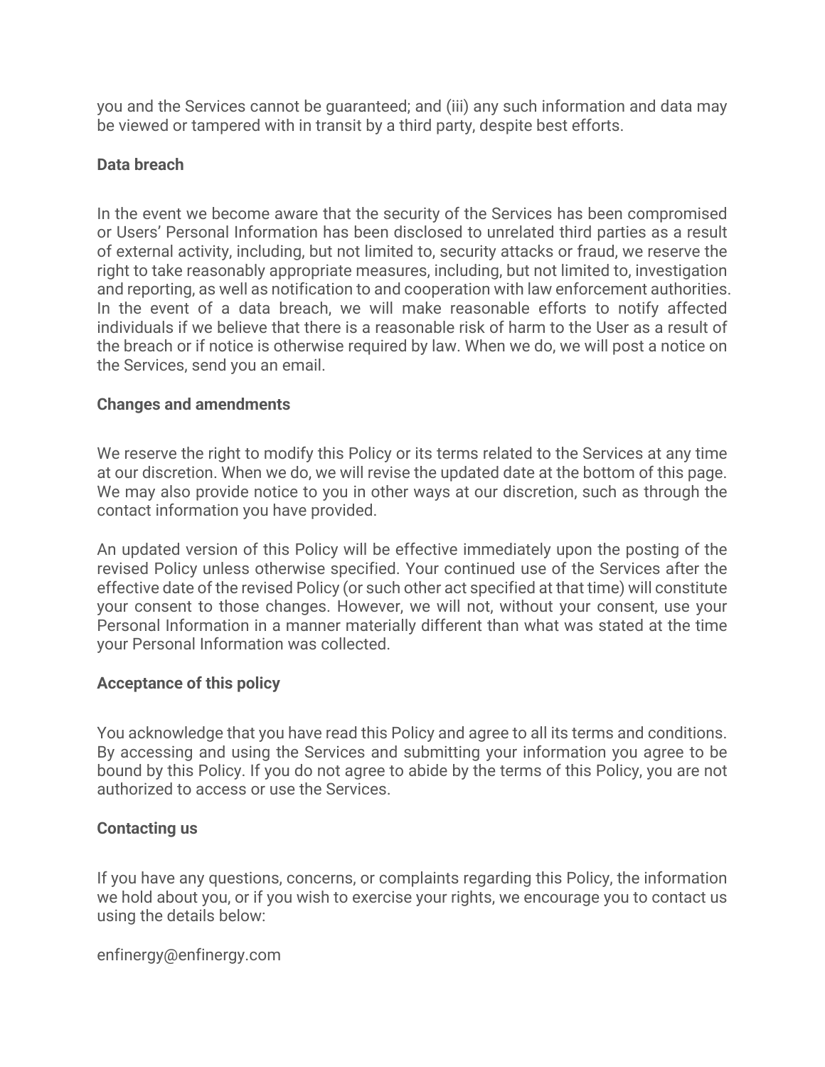you and the Services cannot be guaranteed; and (iii) any such information and data may be viewed or tampered with in transit by a third party, despite best efforts.

**Data breach**

In the event we become aware that the security of the Services has been compromised or Users' Personal Information has been disclosed to unrelated third parties as a result of external activity, including, but not limited to, security attacks or fraud, we reserve the right to take reasonably appropriate measures, including, but not limited to, investigation and reporting, as well as notification to and cooperation with law enforcement authorities. In the event of a data breach, we will make reasonable efforts to notify affected individuals if we believe that there is a reasonable risk of harm to the User as a result of the breach or if notice is otherwise required by law. When we do, we will post a notice on the Services, send you an email.

**Changes and amendments**

We reserve the right to modify this Policy or its terms related to the Services at any time at our discretion. When we do, we will revise the updated date at the bottom of this page. We may also provide notice to you in other ways at our discretion, such as through the contact information you have provided.

An updated version of this Policy will be effective immediately upon the posting of the revised Policy unless otherwise specified. Your continued use of the Services after the effective date of the revised Policy (or such other act specified at that time) will constitute your consent to those changes. However, we will not, without your consent, use your Personal Information in a manner materially different than what was stated at the time your Personal Information was collected.

**Acceptance of this policy**

You acknowledge that you have read this Policy and agree to all its terms and conditions. By accessing and using the Services and submitting your information you agree to be bound by this Policy. If you do not agree to abide by the terms of this Policy, you are not authorized to access or use the Services.

**Contacting us**

If you have any questions, concerns, or complaints regarding this Policy, the information we hold about you, or if you wish to exercise your rights, we encourage you to contact us using the details below:

enfinergy@enfinergy.com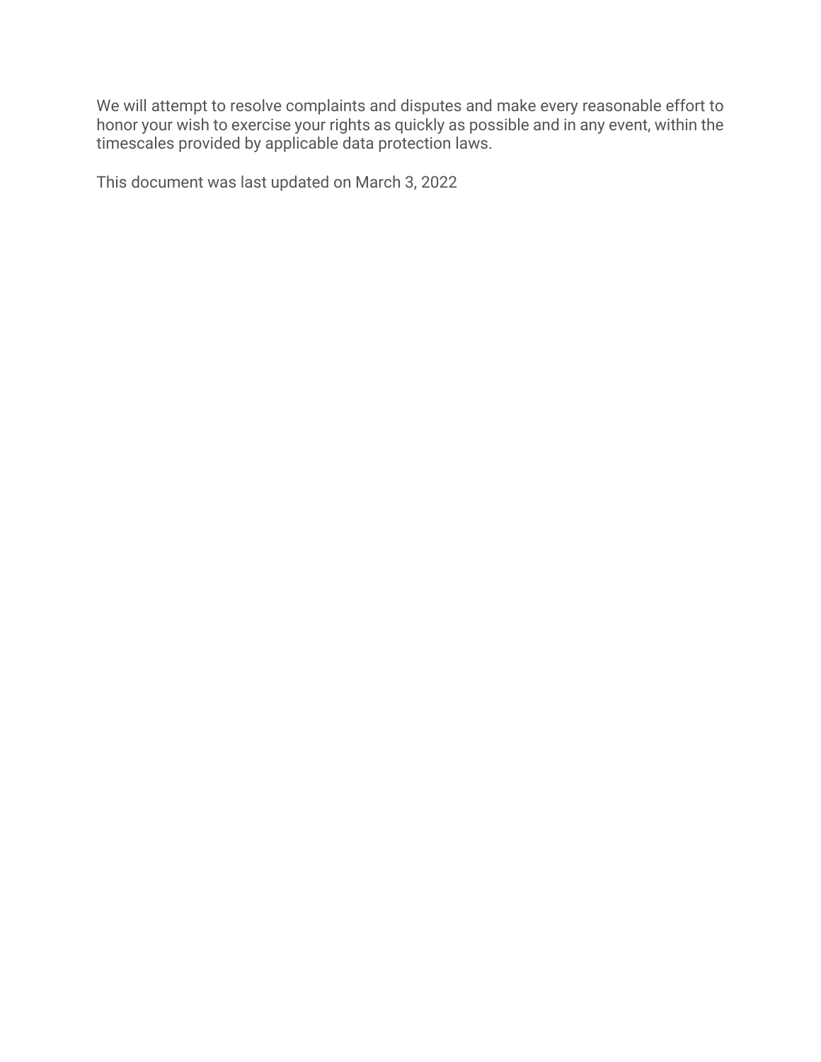We will attempt to resolve complaints and disputes and make every reasonable effort to honor your wish to exercise your rights as quickly as possible and in any event, within the timescales provided by applicable data protection laws.

This document was last updated on March 3, 2022